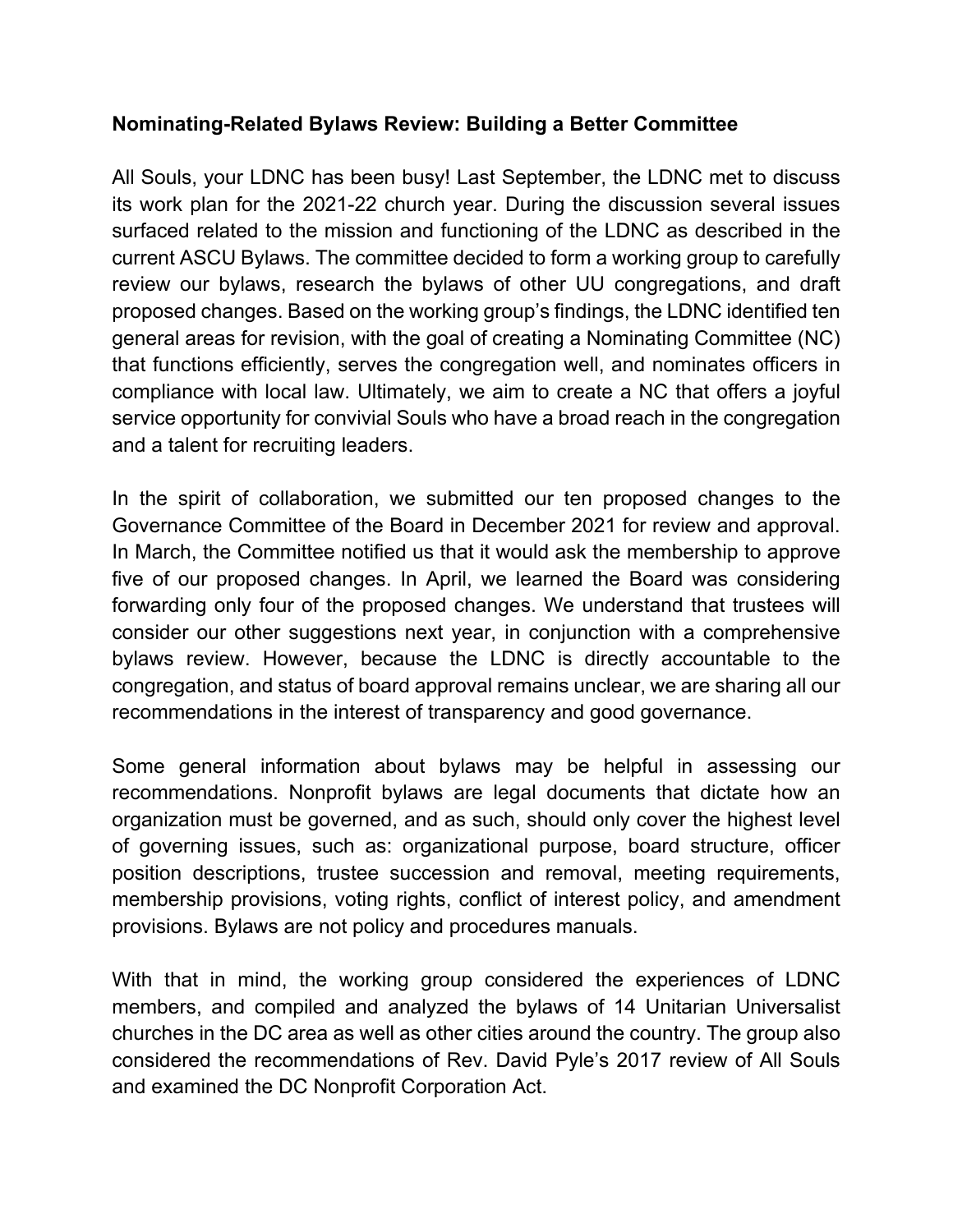**Nominating-Related Bylaws Review: Building a Better Committee**

All Souls, your LDNC has been busy! Last September, the LDNC met to discuss its work plan for the 2021-22 church year. During the discussion several issues surfaced related to the mission and functioning of the LDNC as described in the current ASCU Bylaws. The committee decided to form a working group to carefully review our bylaws, research the bylaws of other UU congregations, and draft proposed changes. Based on the working group's findings, the LDNC identified ten general areas for revision, with the goal of creating a Nominating Committee (NC) that functions efficiently, serves the congregation well, and nominates officers in compliance with local law. Ultimately, we aim to create a NC that offers a joyful service opportunity for convivial Souls who have a broad reach in the congregation and a talent for recruiting leaders.

In the spirit of collaboration, we submitted our ten proposed changes to the Governance Committee of the Board in December 2021 for review and approval. In March, the Committee notified us that it would ask the membership to approve five of our proposed changes. In April, we learned the Board was considering forwarding only four of the proposed changes. We understand that trustees will consider our other suggestions next year, in conjunction with a comprehensive bylaws review. However, because the LDNC is directly accountable to the congregation, and status of board approval remains unclear, we are sharing all our recommendations in the interest of transparency and good governance.

Some general information about bylaws may be helpful in assessing our recommendations. Nonprofit bylaws are legal documents that dictate how an organization must be governed, and as such, should only cover the highest level of governing issues, such as: organizational purpose, board structure, officer position descriptions, trustee succession and removal, meeting requirements, membership provisions, voting rights, conflict of interest policy, and amendment provisions. Bylaws are not policy and procedures manuals.

With that in mind, the working group considered the experiences of LDNC members, and compiled and analyzed the bylaws of 14 Unitarian Universalist churches in the DC area as well as other cities around the country. The group also considered the recommendations of Rev. David Pyle's 2017 review of All Souls and examined the DC Nonprofit Corporation Act.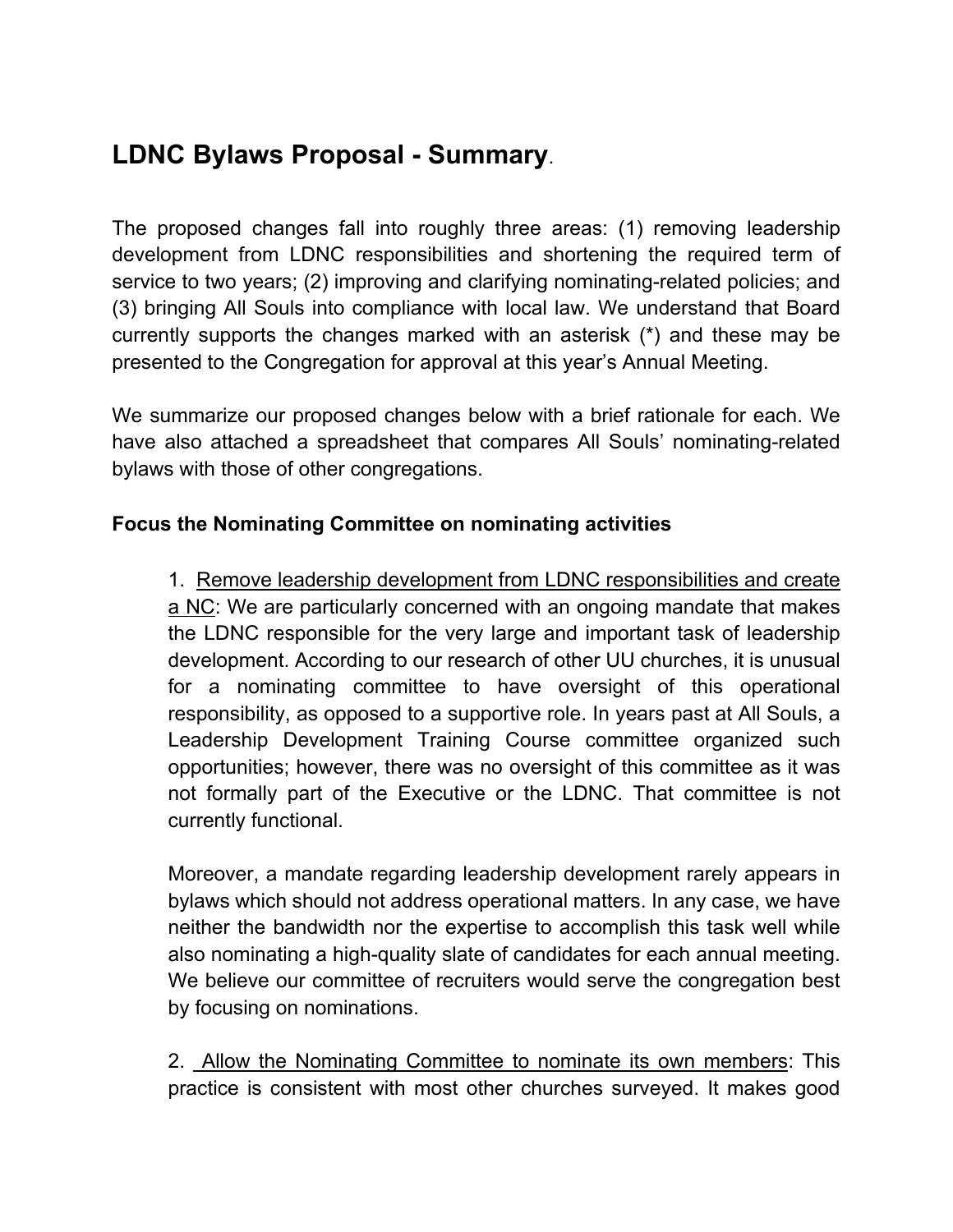## LDNC Bylaws Proposal - Summary.

The proposed changes fall into roughly three areas: (1) removing leadership development from LDNC responsibilities and shortening the required term of service to two years; (2) improving and clarifying nominating-related policies; and (3) bringing All Souls into compliance with local law. We understand that Board currently supports the changes marked with an asterisk (*) and these may be presented to the Congregation for approval at this year's Annual Meeting.

We summarize our proposed changes below with a brief rationale for each. We have also attached a spreadsheet that compares All Souls' nominating-related bylaws with those of other congregations.

**Focus the Nominating Committee on nominating activities**

1. Remove leadership development from LDNC responsibilities and create a NC: We are particularly concerned with an ongoing mandate that makes the LDNC responsible for the very large and important task of leadership development. According to our research of other UU churches, it is unusual for a nominating committee to have oversight of this operational responsibility, as opposed to a supportive role. In years past at All Souls, a Leadership Development Training Course committee organized such opportunities; however, there was no oversight of this committee as it was not formally part of the Executive or the LDNC. That committee is not currently functional.

   Moreover, a mandate regarding leadership development rarely appears in bylaws which should not address operational matters. In any case, we have neither the bandwidth nor the expertise to accomplish this task well while also nominating a high-quality slate of candidates for each annual meeting. We believe our committee of recruiters would serve the congregation best by focusing on nominations.

2. Allow the Nominating Committee to nominate its own members: This practice is consistent with most other churches surveyed. It makes good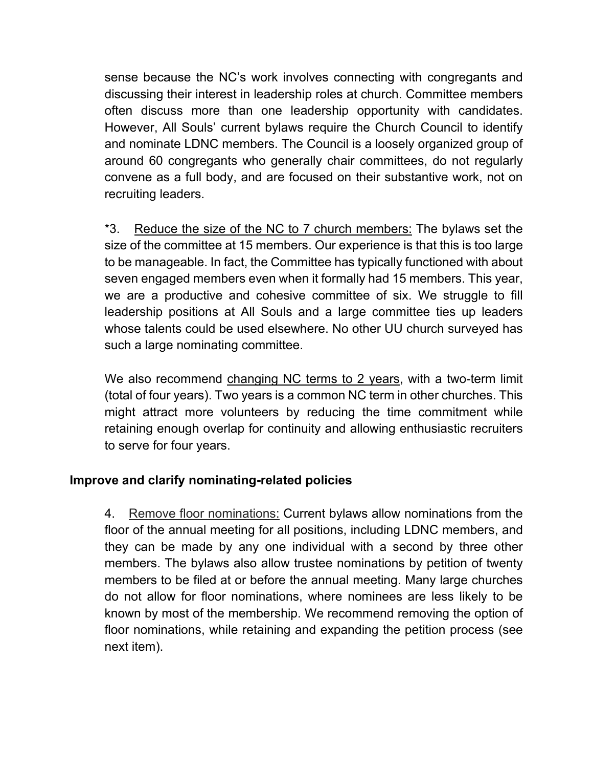sense because the NC's work involves connecting with congregants and discussing their interest in leadership roles at church. Committee members often discuss more than one leadership opportunity with candidates. However, All Souls' current bylaws require the Church Council to identify and nominate LDNC members. The Council is a loosely organized group of around 60 congregants who generally chair committees, do not regularly convene as a full body, and are focused on their substantive work, not on recruiting leaders.

*3. <u>Reduce the size of the NC to 7 church members:</u> The bylaws set the size of the committee at 15 members. Our experience is that this is too large to be manageable. In fact, the Committee has typically functioned with about seven engaged members even when it formally had 15 members. This year, we are a productive and cohesive committee of six. We struggle to fill leadership positions at All Souls and a large committee ties up leaders whose talents could be used elsewhere. No other UU church surveyed has such a large nominating committee.

We also recommend <u>changing NC terms to 2 years</u>, with a two-term limit (total of four years). Two years is a common NC term in other churches. This might attract more volunteers by reducing the time commitment while retaining enough overlap for continuity and allowing enthusiastic recruiters to serve for four years.

**Improve and clarify nominating-related policies**

4. <u>Remove floor nominations:</u> Current bylaws allow nominations from the floor of the annual meeting for all positions, including LDNC members, and they can be made by any one individual with a second by three other members. The bylaws also allow trustee nominations by petition of twenty members to be filed at or before the annual meeting. Many large churches do not allow for floor nominations, where nominees are less likely to be known by most of the membership. We recommend removing the option of floor nominations, while retaining and expanding the petition process (see next item).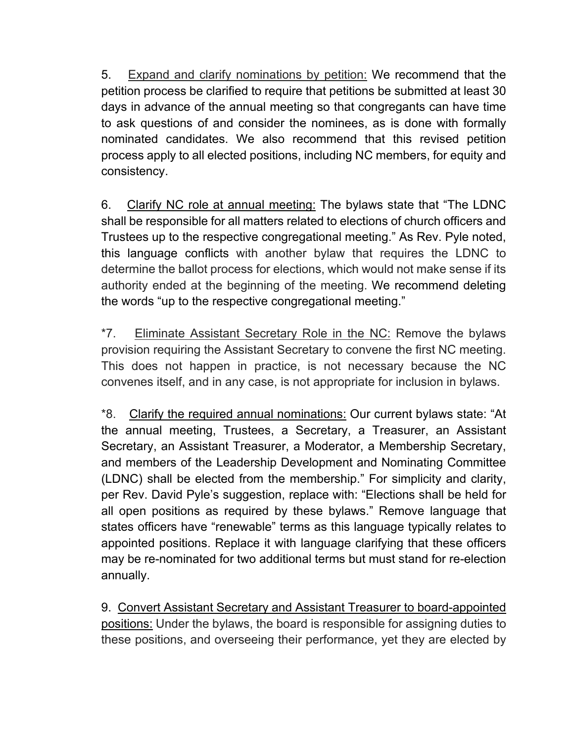5. <u>Expand and clarify nominations by petition:</u> We recommend that the petition process be clarified to require that petitions be submitted at least 30 days in advance of the annual meeting so that congregants can have time to ask questions of and consider the nominees, as is done with formally nominated candidates. We also recommend that this revised petition process apply to all elected positions, including NC members, for equity and consistency.

6. <u>Clarify NC role at annual meeting:</u> The bylaws state that "The LDNC shall be responsible for all matters related to elections of church officers and Trustees up to the respective congregational meeting." As Rev. Pyle noted, this language conflicts with another bylaw that requires the LDNC to determine the ballot process for elections, which would not make sense if its authority ended at the beginning of the meeting. We recommend deleting the words "up to the respective congregational meeting."

*7. <u>Eliminate Assistant Secretary Role in the NC:</u> Remove the bylaws provision requiring the Assistant Secretary to convene the first NC meeting. This does not happen in practice, is not necessary because the NC convenes itself, and in any case, is not appropriate for inclusion in bylaws.

*8. <u>Clarify the required annual nominations:</u> Our current bylaws state: "At the annual meeting, Trustees, a Secretary, a Treasurer, an Assistant Secretary, an Assistant Treasurer, a Moderator, a Membership Secretary, and members of the Leadership Development and Nominating Committee (LDNC) shall be elected from the membership." For simplicity and clarity, per Rev. David Pyle's suggestion, replace with: "Elections shall be held for all open positions as required by these bylaws." Remove language that states officers have "renewable" terms as this language typically relates to appointed positions. Replace it with language clarifying that these officers may be re-nominated for two additional terms but must stand for re-election annually.

9. <u>Convert Assistant Secretary and Assistant Treasurer to board-appointed positions:</u> Under the bylaws, the board is responsible for assigning duties to these positions, and overseeing their performance, yet they are elected by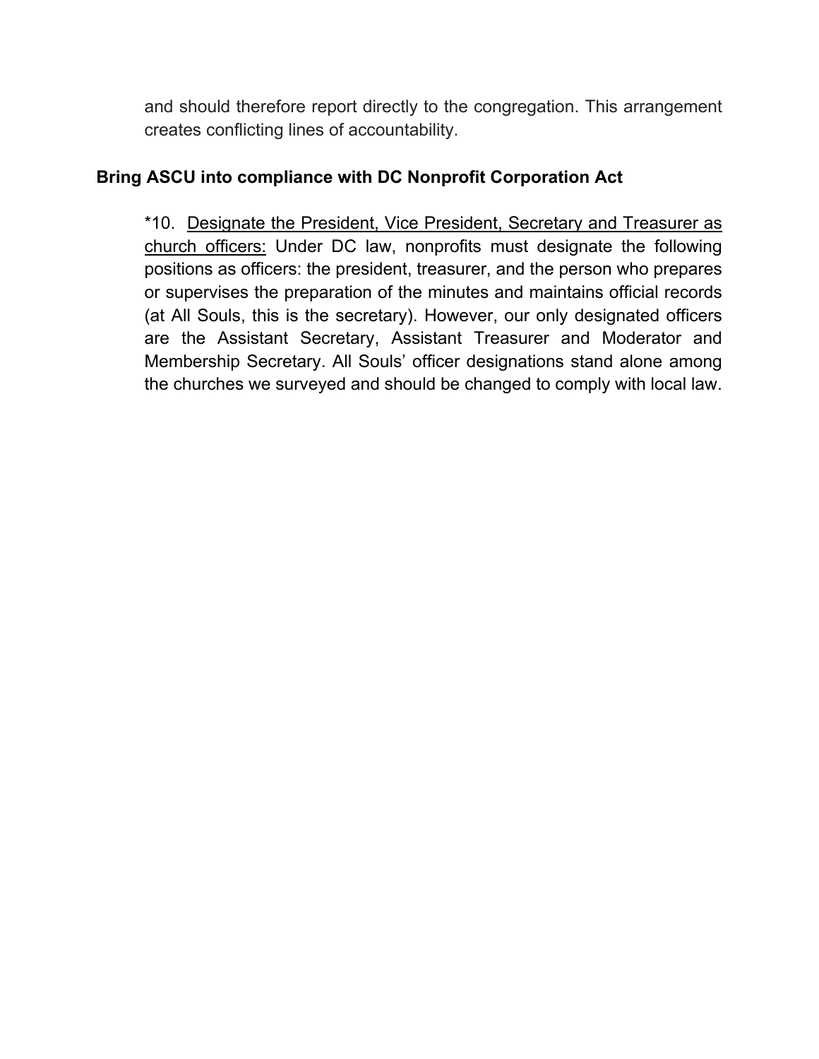and should therefore report directly to the congregation. This arrangement creates conflicting lines of accountability.

**Bring ASCU into compliance with DC Nonprofit Corporation Act**

*10. Designate the President, Vice President, Secretary and Treasurer as church officers: Under DC law, nonprofits must designate the following positions as officers: the president, treasurer, and the person who prepares or supervises the preparation of the minutes and maintains official records (at All Souls, this is the secretary). However, our only designated officers are the Assistant Secretary, Assistant Treasurer and Moderator and Membership Secretary. All Souls' officer designations stand alone among the churches we surveyed and should be changed to comply with local law.